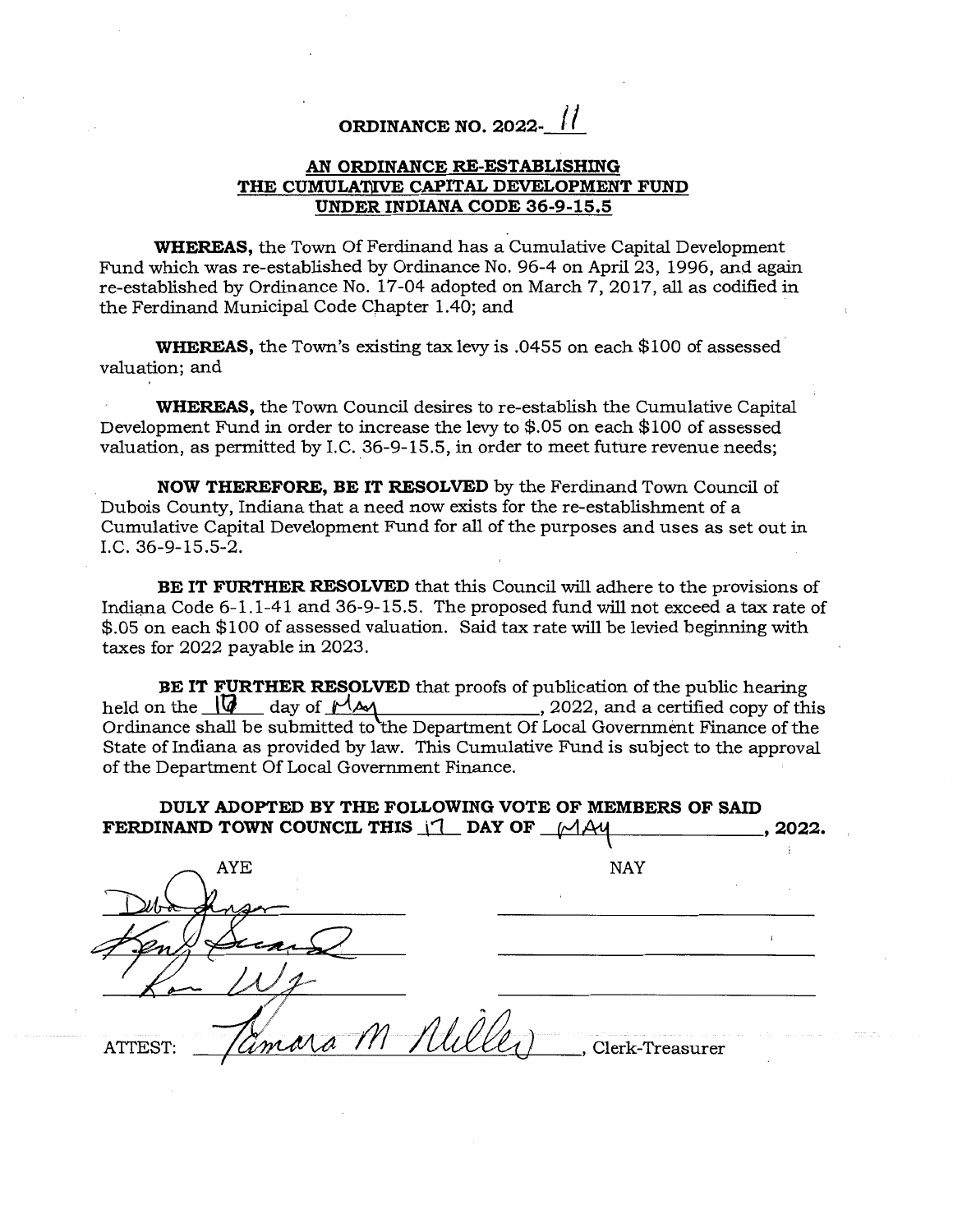# ORDINANCE NO. 2022-11

## AN ORDINANCE RE-ESTABLISHING THE CUMULATIVE CAPITAL DEVELOPMENT FUND UNDER INDIANA CODE 36-9-15.5

**WHEREAS,** the Town Of Ferdinand has a Cumulative Capital Development Fund which was re-established by Ordinance No. 96-4 on April 23, 1996, and again re-established by Ordinance No. 17-04 adopted on March 7, 2017, all as codified in the Ferdinand Municipal Code Chapter 1.40; and

**WHEREAS,** the Town's existing tax levy is .0455 on each $100 of assessed valuation; and

**WHEREAS,** the Town Council desires to re-establish the Cumulative Capital Development Fund in order to increase the levy to $.05 on each $100 of assessed valuation, as permitted by I.C. 36-9-15.5, in order to meet future revenue needs;

**NOW THEREFORE, BE IT RESOLVED** by the Ferdinand Town Council of Dubois County, Indiana that a need now exists for the re-establishment of a Cumulative Capital Development Fund for all of the purposes and uses as set out in I.C. 36-9-15.5-2.

**BE IT FURTHER RESOLVED** that this Council will adhere to the provisions of Indiana Code 6-1.1-41 and 36-9-15.5. The proposed fund will not exceed a tax rate of $.05 on each $100 of assessed valuation. Said tax rate will be levied beginning with taxes for 2022 payable in 2023.

**BE IT FURTHER RESOLVED** that proofs of publication of the public hearing held on the 16 day of May, 2022, and a certified copy of this Ordinance shall be submitted to the Department Of Local Government Finance of the State of Indiana as provided by law. This Cumulative Fund is subject to the approval of the Department Of Local Government Finance.

**DULY ADOPTED BY THE FOLLOWING VOTE OF MEMBERS OF SAID FERDINAND TOWN COUNCIL THIS 17 DAY OF MAY, 2022.**

| AYE | NAY |
| --- | --- |
| [signature] | |
| [signature] | |
| [signature] | |

ATTEST: Tamara M Miller, Clerk-Treasurer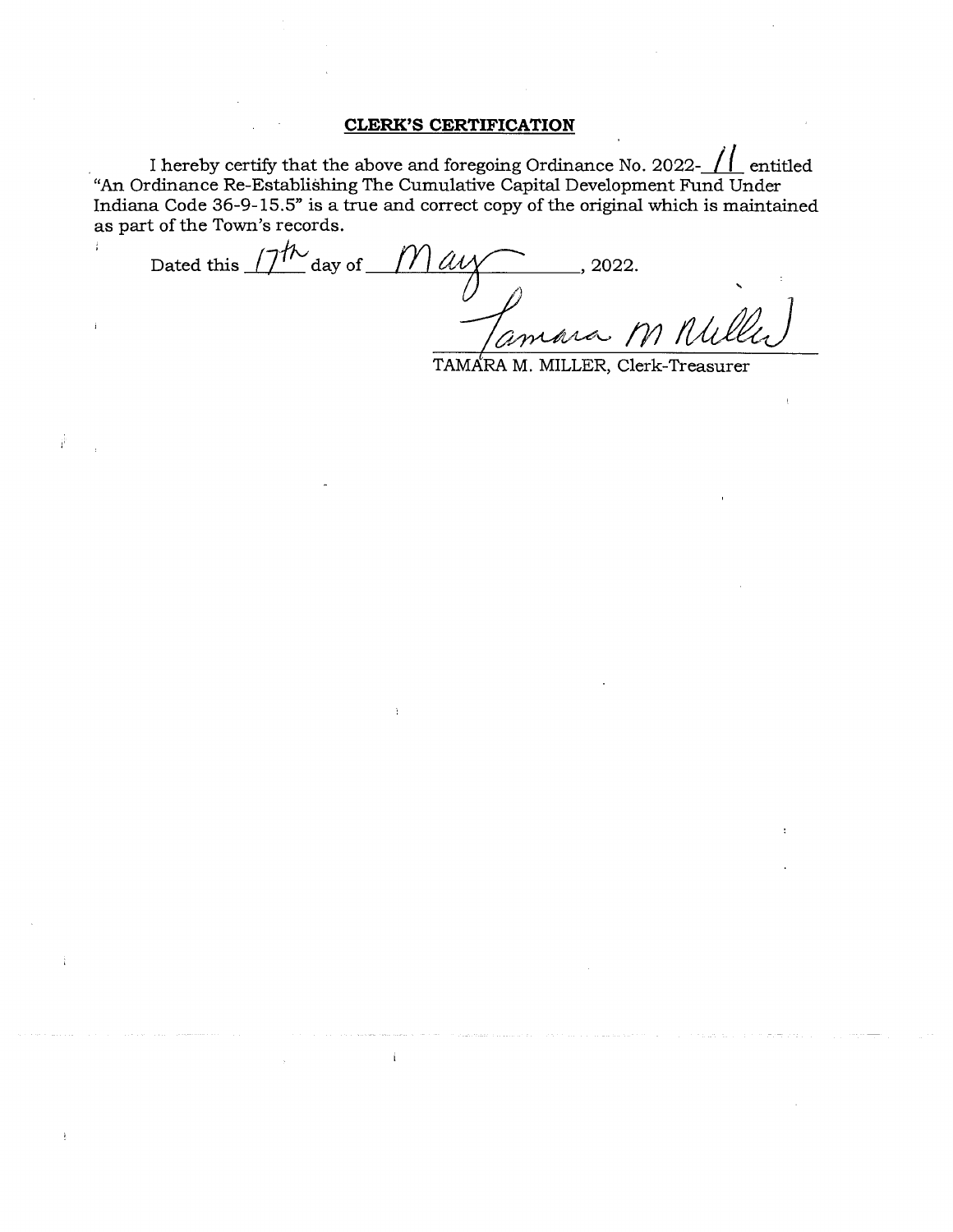**CLERK'S CERTIFICATION**

I hereby certify that the above and foregoing Ordinance No. 2022-11 entitled "An Ordinance Re-Establishing The Cumulative Capital Development Fund Under Indiana Code 36-9-15.5" is a true and correct copy of the original which is maintained as part of the Town's records.

Dated this 17th day of May, 2022.

Tamara M Miller

TAMARA M. MILLER, Clerk-Treasurer